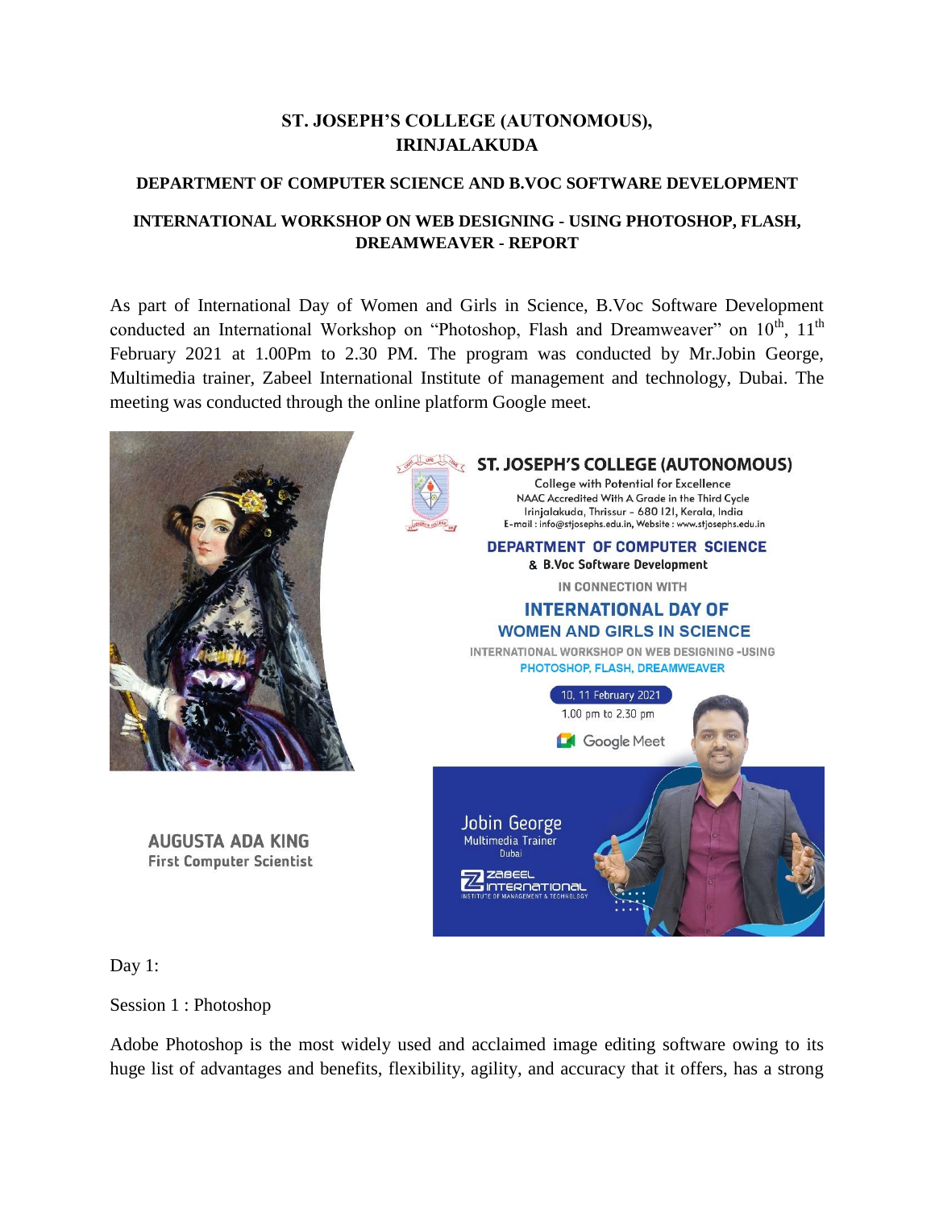# ST. JOSEPH'S COLLEGE (AUTONOMOUS), IRINJALAKUDA

## DEPARTMENT OF COMPUTER SCIENCE AND B.VOC SOFTWARE DEVELOPMENT

## INTERNATIONAL WORKSHOP ON WEB DESIGNING - USING PHOTOSHOP, FLASH, DREAMWEAVER - REPORT

As part of International Day of Women and Girls in Science, B.Voc Software Development conducted an International Workshop on "Photoshop, Flash and Dreamweaver" on 10th, 11th February 2021 at 1.00Pm to 2.30 PM. The program was conducted by Mr.Jobin George, Multimedia trainer, Zabeel International Institute of management and technology, Dubai. The meeting was conducted through the online platform Google meet.

AUGUSTA ADA KING
First Computer Scientist

ST. JOSEPH'S COLLEGE (AUTONOMOUS)
College with Potential for Excellence
NAAC Accredited With A Grade in the Third Cycle
Irinjalakuda, Thrissur - 680 121, Kerala, India
E-mail : info@stjosephs.edu.in, Website : www.stjosephs.edu.in

DEPARTMENT OF COMPUTER SCIENCE
& B.Voc Software Development
IN CONNECTION WITH
INTERNATIONAL DAY OF WOMEN AND GIRLS IN SCIENCE
INTERNATIONAL WORKSHOP ON WEB DESIGNING -USING PHOTOSHOP, FLASH, DREAMWEAVER
10, 11 February 2021
1.00 pm to 2.30 pm
Google Meet

Jobin George
Multimedia Trainer
Dubai
ZABEEL INTERNATIONAL INSTITUTE OF MANAGEMENT & TECHNOLOGY

Day 1:

Session 1 : Photoshop

Adobe Photoshop is the most widely used and acclaimed image editing software owing to its huge list of advantages and benefits, flexibility, agility, and accuracy that it offers, has a strong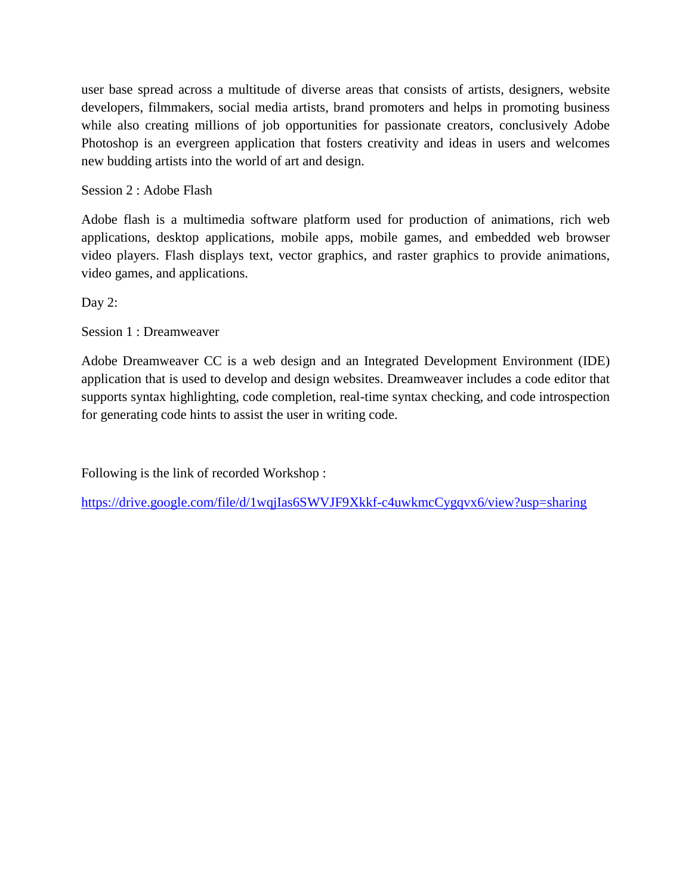user base spread across a multitude of diverse areas that consists of artists, designers, website developers, filmmakers, social media artists, brand promoters and helps in promoting business while also creating millions of job opportunities for passionate creators, conclusively Adobe Photoshop is an evergreen application that fosters creativity and ideas in users and welcomes new budding artists into the world of art and design.

Session 2 : Adobe Flash

Adobe flash is a multimedia software platform used for production of animations, rich web applications, desktop applications, mobile apps, mobile games, and embedded web browser video players. Flash displays text, vector graphics, and raster graphics to provide animations, video games, and applications.

Day 2:

Session 1 : Dreamweaver

Adobe Dreamweaver CC is a web design and an Integrated Development Environment (IDE) application that is used to develop and design websites. Dreamweaver includes a code editor that supports syntax highlighting, code completion, real-time syntax checking, and code introspection for generating code hints to assist the user in writing code.

Following is the link of recorded Workshop :

[https://drive.google.com/file/d/1wqjIas6SWVJF9Xkkf-c4uwkmcCygqvx6/view?usp=sharing](https://drive.google.com/file/d/1wqjIas6SWVJF9Xkkf-c4uwkmcCygqvx6/view?usp=sharing)